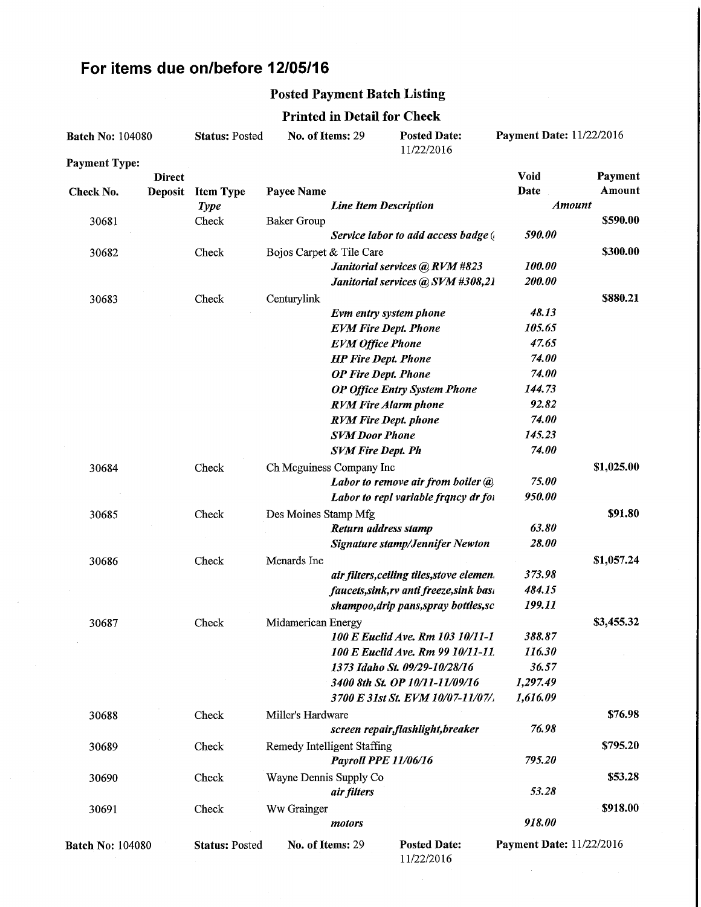# For items due on/before 12/05/16

## Posted Payment Batch Listing

### Printed in Detail for Check

**Batch No:** 104080 | **Status:** Posted | **No. of Items:** 29 | **Posted Date:** 11/22/2016 | **Payment Date:** 11/22/2016

**Payment Type:**

| Check No. | Direct Deposit | Item Type *Type* | Payee Name *Line Item Description* | Void Date *Amount* | Payment Amount |
|---|---|---|---|---|---|
| 30681 | | Check | Baker Group | | $590.00 |
| | | | *Service labor to add access badge (* | *590.00* | |
| 30682 | | Check | Bojos Carpet & Tile Care | | $300.00 |
| | | | *Janitorial services @ RVM #823* | *100.00* | |
| | | | *Janitorial services @ SVM #308,21* | *200.00* | |
| 30683 | | Check | Centurylink | | $880.21 |
| | | | *Evm entry system phone* | *48.13* | |
| | | | *EVM Fire Dept. Phone* | *105.65* | |
| | | | *EVM Office Phone* | *47.65* | |
| | | | *HP Fire Dept. Phone* | *74.00* | |
| | | | *OP Fire Dept. Phone* | *74.00* | |
| | | | *OP Office Entry System Phone* | *144.73* | |
| | | | *RVM Fire Alarm phone* | *92.82* | |
| | | | *RVM Fire Dept. phone* | *74.00* | |
| | | | *SVM Door Phone* | *145.23* | |
| | | | *SVM Fire Dept. Ph* | *74.00* | |
| 30684 | | Check | Ch Mcguiness Company Inc | | $1,025.00 |
| | | | *Labor to remove air from boiler @* | *75.00* | |
| | | | *Labor to repl variable frqncy dr foi* | *950.00* | |
| 30685 | | Check | Des Moines Stamp Mfg | | $91.80 |
| | | | *Return address stamp* | *63.80* | |
| | | | *Signature stamp/Jennifer Newton* | *28.00* | |
| 30686 | | Check | Menards Inc | | $1,057.24 |
| | | | *air filters,ceiling tiles,stove elemen.* | *373.98* | |
| | | | *faucets,sink,rv anti freeze,sink basi* | *484.15* | |
| | | | *shampoo,drip pans,spray bottles,sc* | *199.11* | |
| 30687 | | Check | Midamerican Energy | | $3,455.32 |
| | | | *100 E Euclid Ave. Rm 103 10/11-1* | *388.87* | |
| | | | *100 E Euclid Ave. Rm 99 10/11-11* | *116.30* | |
| | | | *1373 Idaho St. 09/29-10/28/16* | *36.57* | |
| | | | *3400 8th St. OP 10/11-11/09/16* | *1,297.49* | |
| | | | *3700 E 31st St. EVM 10/07-11/07/.* | *1,616.09* | |
| 30688 | | Check | Miller's Hardware | | $76.98 |
| | | | *screen repair,flashlight,breaker* | *76.98* | |
| 30689 | | Check | Remedy Intelligent Staffing | | $795.20 |
| | | | *Payroll PPE 11/06/16* | *795.20* | |
| 30690 | | Check | Wayne Dennis Supply Co | | $53.28 |
| | | | *air filters* | *53.28* | |
| 30691 | | Check | Ww Grainger | | $918.00 |
| | | | *motors* | *918.00* | |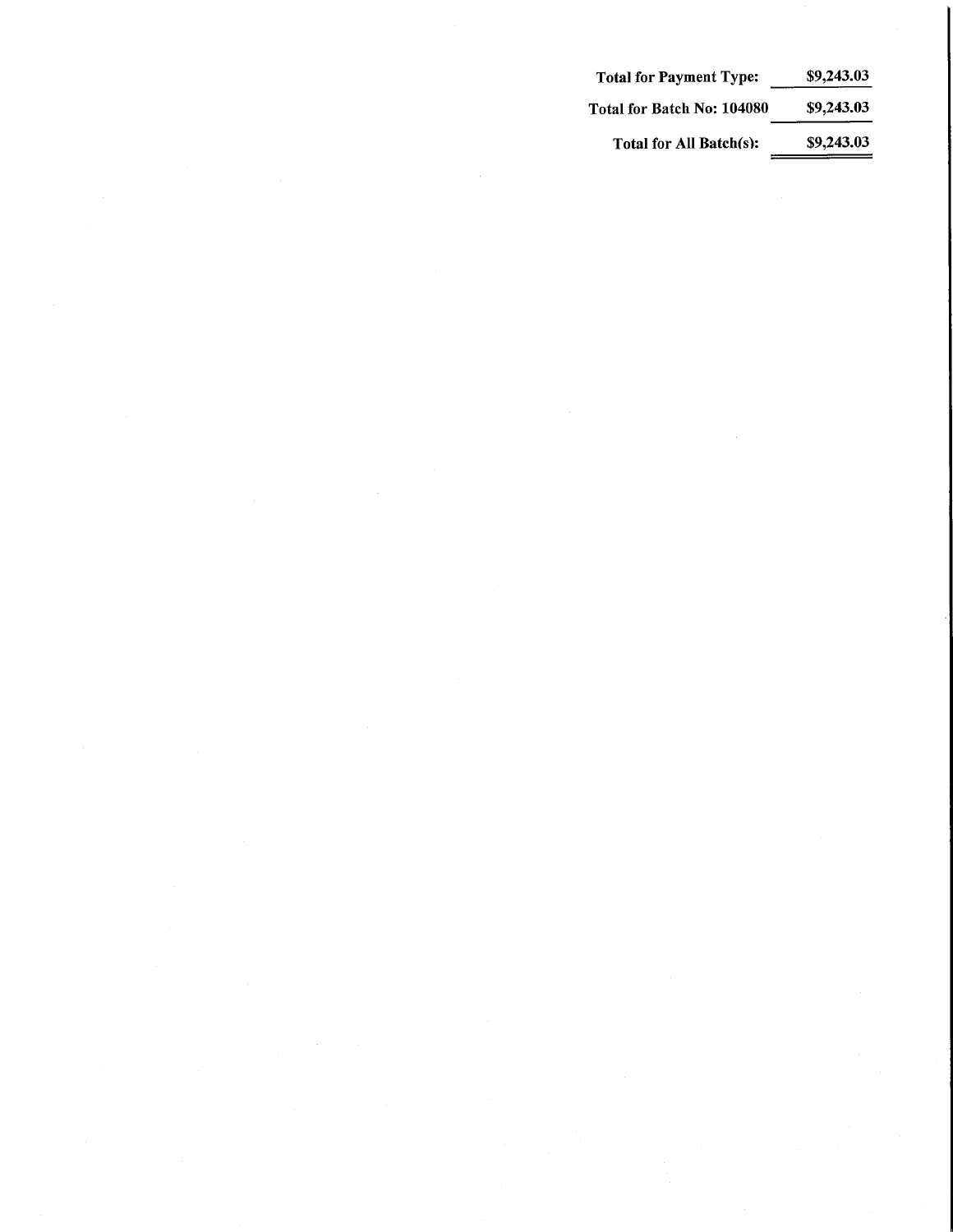| | |
|---|---|
| **Total for Payment Type:** | **$9,243.03** |
| **Total for Batch No: 104080** | **$9,243.03** |
| **Total for All Batch(s):** | **$9,243.03** |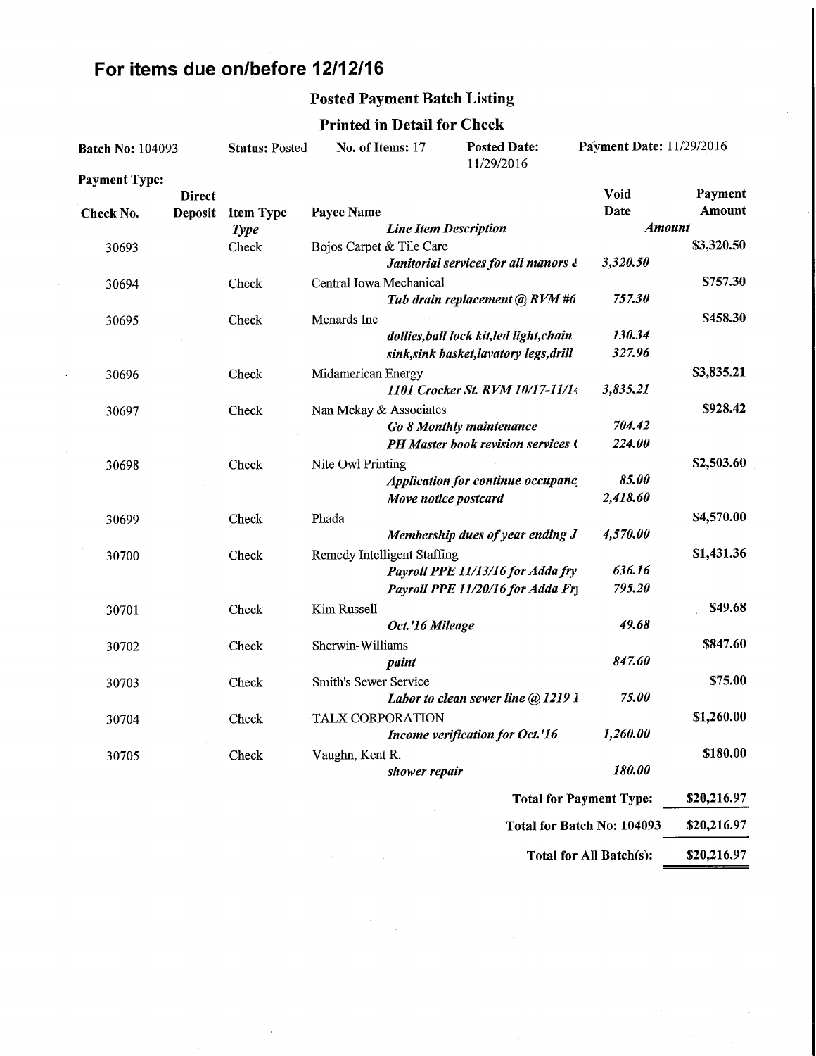# For items due on/before 12/12/16

## Posted Payment Batch Listing

### Printed in Detail for Check

**Batch No:** 104093 **Status:** Posted **No. of Items:** 17 **Posted Date:** 11/29/2016 **Payment Date:** 11/29/2016

**Payment Type:**

| Check No. | Direct Deposit | Item Type<br>*Type* | Payee Name<br>*Line Item Description* | Void Date<br>*Amount* | Payment Amount |
|---|---|---|---|---|---|
| 30693 | | Check | Bojos Carpet & Tile Care | | $3,320.50 |
| | | | *Janitorial services for all manors &* | *3,320.50* | |
| 30694 | | Check | Central Iowa Mechanical | | $757.30 |
| | | | *Tub drain replacement @ RVM #6* | *757.30* | |
| 30695 | | Check | Menards Inc | | $458.30 |
| | | | *dollies,ball lock kit,led light,chain* | *130.34* | |
| | | | *sink,sink basket,lavatory legs,drill* | *327.96* | |
| 30696 | | Check | Midamerican Energy | | $3,835.21 |
| | | | *1101 Crocker St. RVM 10/17-11/1* | *3,835.21* | |
| 30697 | | Check | Nan Mckay & Associates | | $928.42 |
| | | | *Go 8 Monthly maintenance* | *704.42* | |
| | | | *PH Master book revision services (* | *224.00* | |
| 30698 | | Check | Nite Owl Printing | | $2,503.60 |
| | | | *Application for continue occupanc* | *85.00* | |
| | | | *Move notice postcard* | *2,418.60* | |
| 30699 | | Check | Phada | | $4,570.00 |
| | | | *Membership dues of year ending J* | *4,570.00* | |
| 30700 | | Check | Remedy Intelligent Staffing | | $1,431.36 |
| | | | *Payroll PPE 11/13/16 for Adda fry* | *636.16* | |
| | | | *Payroll PPE 11/20/16 for Adda Fr* | *795.20* | |
| 30701 | | Check | Kim Russell | | $49.68 |
| | | | *Oct.'16 Mileage* | *49.68* | |
| 30702 | | Check | Sherwin-Williams | | $847.60 |
| | | | *paint* | *847.60* | |
| 30703 | | Check | Smith's Sewer Service | | $75.00 |
| | | | *Labor to clean sewer line @ 1219 1* | *75.00* | |
| 30704 | | Check | TALX CORPORATION | | $1,260.00 |
| | | | *Income verification for Oct.'16* | *1,260.00* | |
| 30705 | | Check | Vaughn, Kent R. | | $180.00 |
| | | | *shower repair* | *180.00* | |

**Total for Payment Type:** $20,216.97

**Total for Batch No: 104093** $20,216.97

**Total for All Batch(s):** $20,216.97